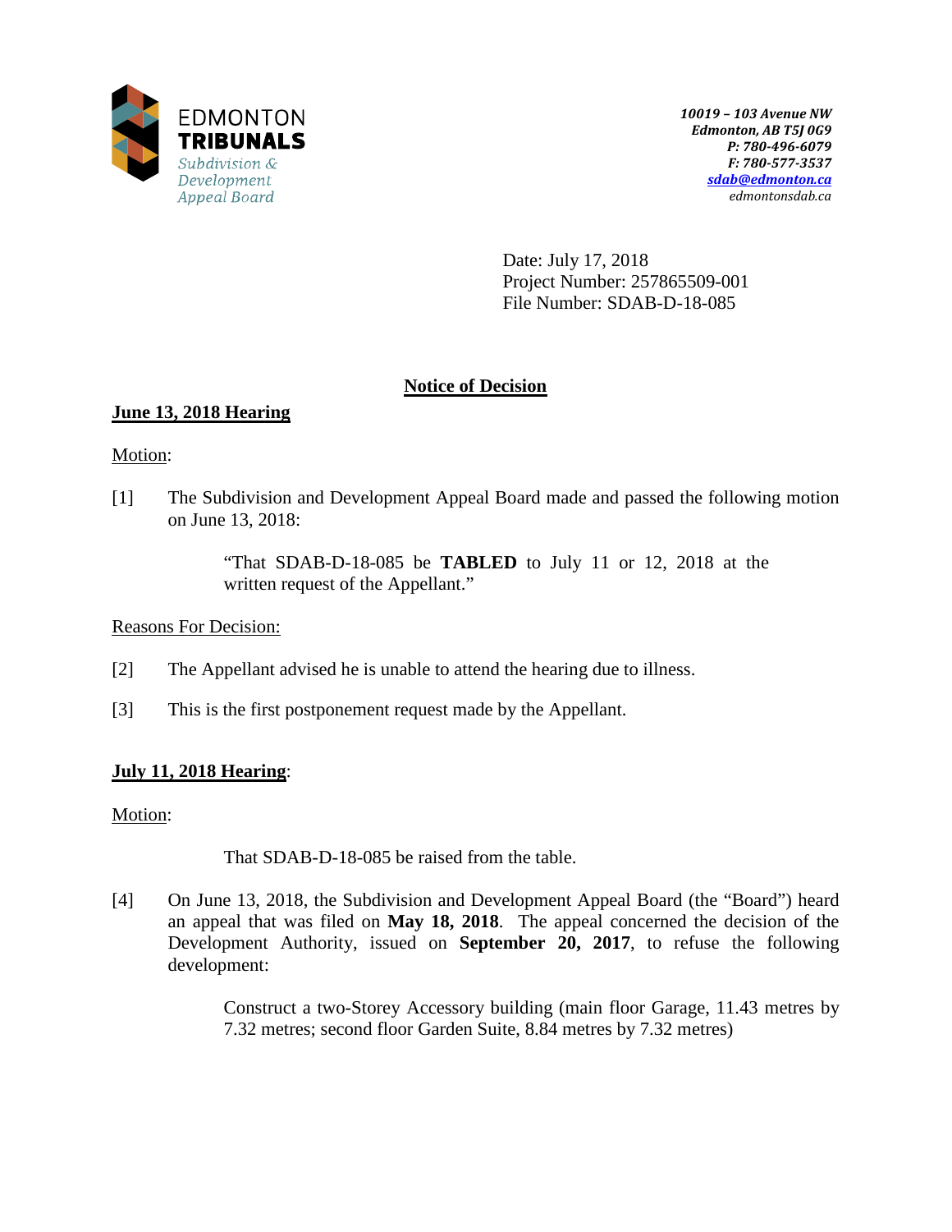EDMONTON
**TRIBUNALS**
*Subdivision & Development Appeal Board*

*10019 – 103 Avenue NW*
*Edmonton, AB T5J 0G9*
*P: 780-496-6079*
*F: 780-577-3537*
*sdab@edmonton.ca*
*edmontonsdab.ca*

Date: July 17, 2018
Project Number: 257865509-001
File Number: SDAB-D-18-085

## Notice of Decision

### June 13, 2018 Hearing

Motion:

[1] The Subdivision and Development Appeal Board made and passed the following motion on June 13, 2018:

> "That SDAB-D-18-085 be **TABLED** to July 11 or 12, 2018 at the written request of the Appellant."

Reasons For Decision:

[2] The Appellant advised he is unable to attend the hearing due to illness.

[3] This is the first postponement request made by the Appellant.

### July 11, 2018 Hearing:

Motion:

> That SDAB-D-18-085 be raised from the table.

[4] On June 13, 2018, the Subdivision and Development Appeal Board (the "Board") heard an appeal that was filed on **May 18, 2018**. The appeal concerned the decision of the Development Authority, issued on **September 20, 2017**, to refuse the following development:

> Construct a two-Storey Accessory building (main floor Garage, 11.43 metres by 7.32 metres; second floor Garden Suite, 8.84 metres by 7.32 metres)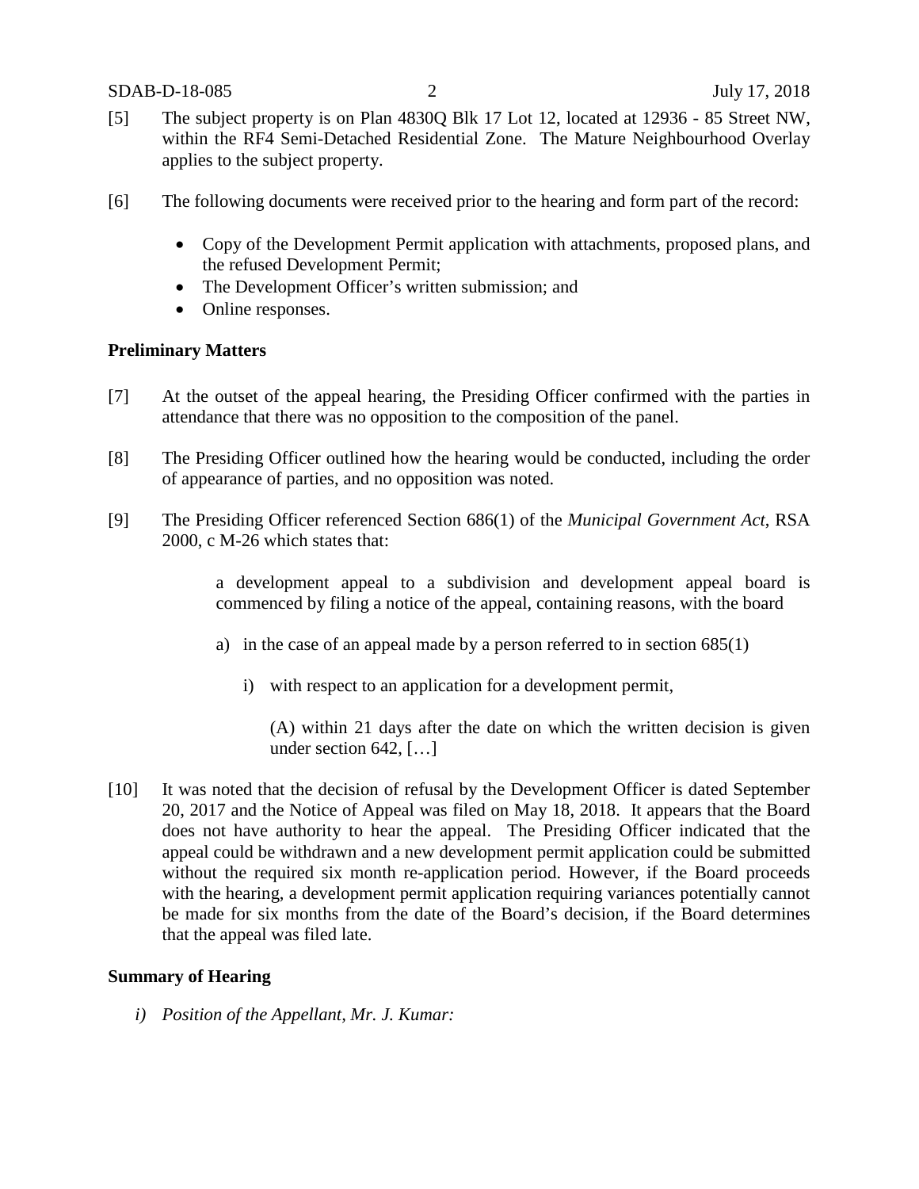[5] The subject property is on Plan 4830Q Blk 17 Lot 12, located at 12936 - 85 Street NW, within the RF4 Semi-Detached Residential Zone. The Mature Neighbourhood Overlay applies to the subject property.

[6] The following documents were received prior to the hearing and form part of the record:

- Copy of the Development Permit application with attachments, proposed plans, and the refused Development Permit;
- The Development Officer's written submission; and
- Online responses.

**Preliminary Matters**

[7] At the outset of the appeal hearing, the Presiding Officer confirmed with the parties in attendance that there was no opposition to the composition of the panel.

[8] The Presiding Officer outlined how the hearing would be conducted, including the order of appearance of parties, and no opposition was noted.

[9] The Presiding Officer referenced Section 686(1) of the *Municipal Government Act*, RSA 2000, c M-26 which states that:

> a development appeal to a subdivision and development appeal board is commenced by filing a notice of the appeal, containing reasons, with the board
>
> a) in the case of an appeal made by a person referred to in section 685(1)
>
> i) with respect to an application for a development permit,
>
> (A) within 21 days after the date on which the written decision is given under section 642, […]

[10] It was noted that the decision of refusal by the Development Officer is dated September 20, 2017 and the Notice of Appeal was filed on May 18, 2018. It appears that the Board does not have authority to hear the appeal. The Presiding Officer indicated that the appeal could be withdrawn and a new development permit application could be submitted without the required six month re-application period. However, if the Board proceeds with the hearing, a development permit application requiring variances potentially cannot be made for six months from the date of the Board's decision, if the Board determines that the appeal was filed late.

**Summary of Hearing**

*i) Position of the Appellant, Mr. J. Kumar:*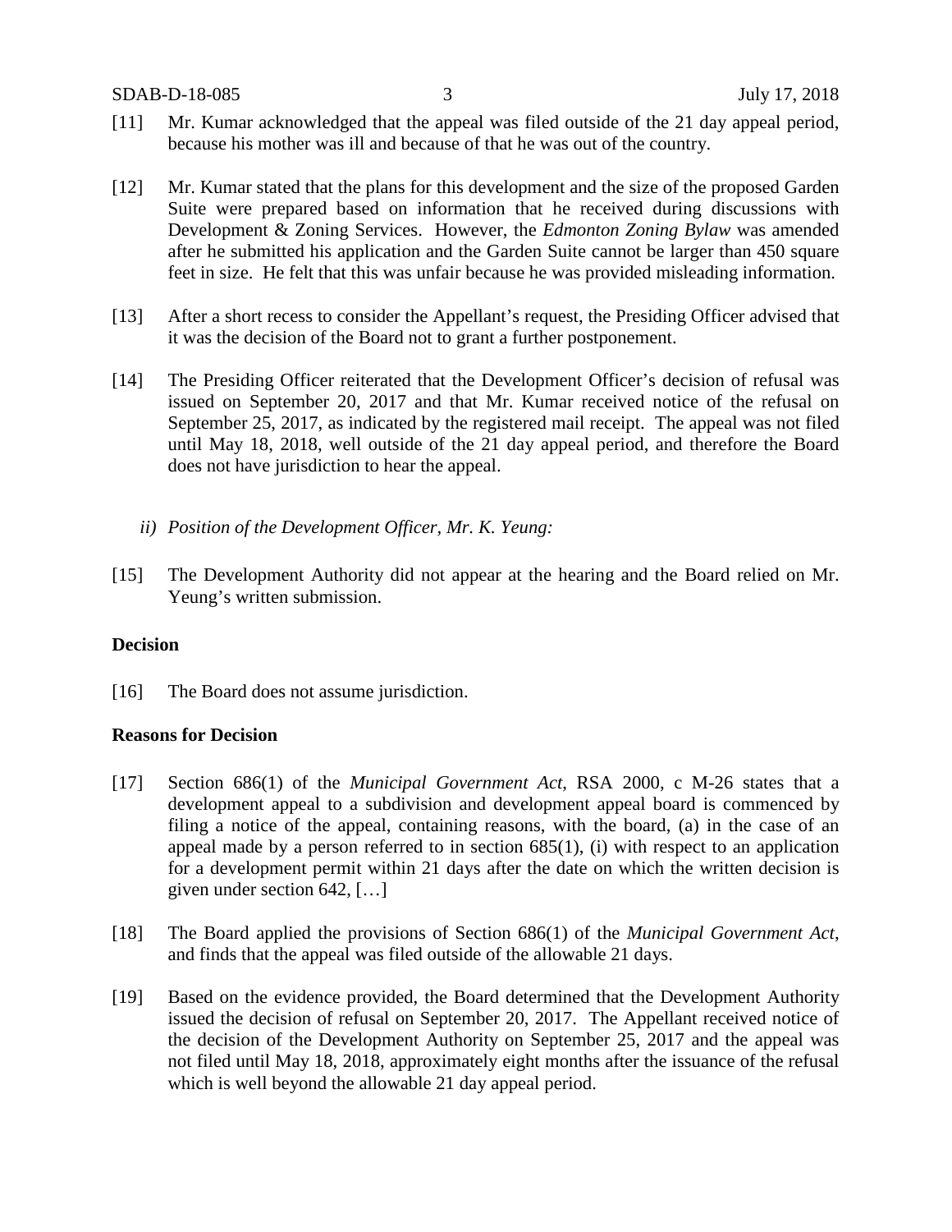[11] Mr. Kumar acknowledged that the appeal was filed outside of the 21 day appeal period, because his mother was ill and because of that he was out of the country.

[12] Mr. Kumar stated that the plans for this development and the size of the proposed Garden Suite were prepared based on information that he received during discussions with Development & Zoning Services. However, the *Edmonton Zoning Bylaw* was amended after he submitted his application and the Garden Suite cannot be larger than 450 square feet in size. He felt that this was unfair because he was provided misleading information.

[13] After a short recess to consider the Appellant's request, the Presiding Officer advised that it was the decision of the Board not to grant a further postponement.

[14] The Presiding Officer reiterated that the Development Officer's decision of refusal was issued on September 20, 2017 and that Mr. Kumar received notice of the refusal on September 25, 2017, as indicated by the registered mail receipt. The appeal was not filed until May 18, 2018, well outside of the 21 day appeal period, and therefore the Board does not have jurisdiction to hear the appeal.

*ii) Position of the Development Officer, Mr. K. Yeung:*

[15] The Development Authority did not appear at the hearing and the Board relied on Mr. Yeung's written submission.

**Decision**

[16] The Board does not assume jurisdiction.

**Reasons for Decision**

[17] Section 686(1) of the *Municipal Government Act*, RSA 2000, c M-26 states that a development appeal to a subdivision and development appeal board is commenced by filing a notice of the appeal, containing reasons, with the board, (a) in the case of an appeal made by a person referred to in section 685(1), (i) with respect to an application for a development permit within 21 days after the date on which the written decision is given under section 642, […]

[18] The Board applied the provisions of Section 686(1) of the *Municipal Government Act*, and finds that the appeal was filed outside of the allowable 21 days.

[19] Based on the evidence provided, the Board determined that the Development Authority issued the decision of refusal on September 20, 2017. The Appellant received notice of the decision of the Development Authority on September 25, 2017 and the appeal was not filed until May 18, 2018, approximately eight months after the issuance of the refusal which is well beyond the allowable 21 day appeal period.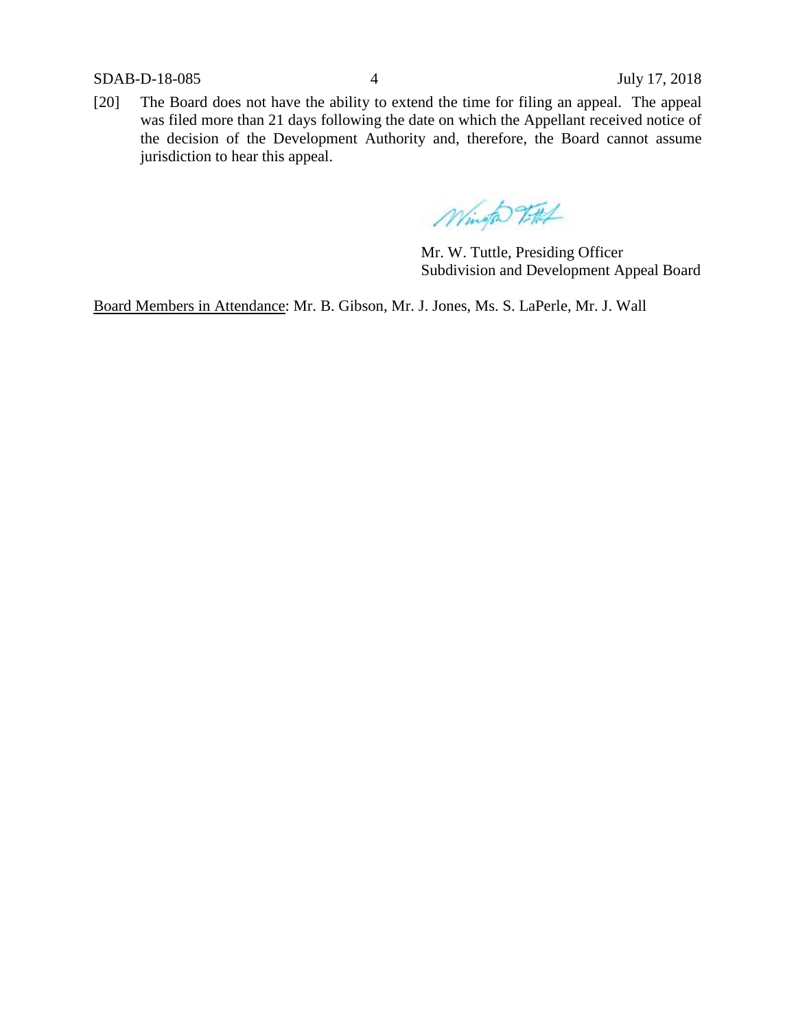[20] The Board does not have the ability to extend the time for filing an appeal. The appeal was filed more than 21 days following the date on which the Appellant received notice of the decision of the Development Authority and, therefore, the Board cannot assume jurisdiction to hear this appeal.

Mr. W. Tuttle, Presiding Officer
Subdivision and Development Appeal Board

Board Members in Attendance: Mr. B. Gibson, Mr. J. Jones, Ms. S. LaPerle, Mr. J. Wall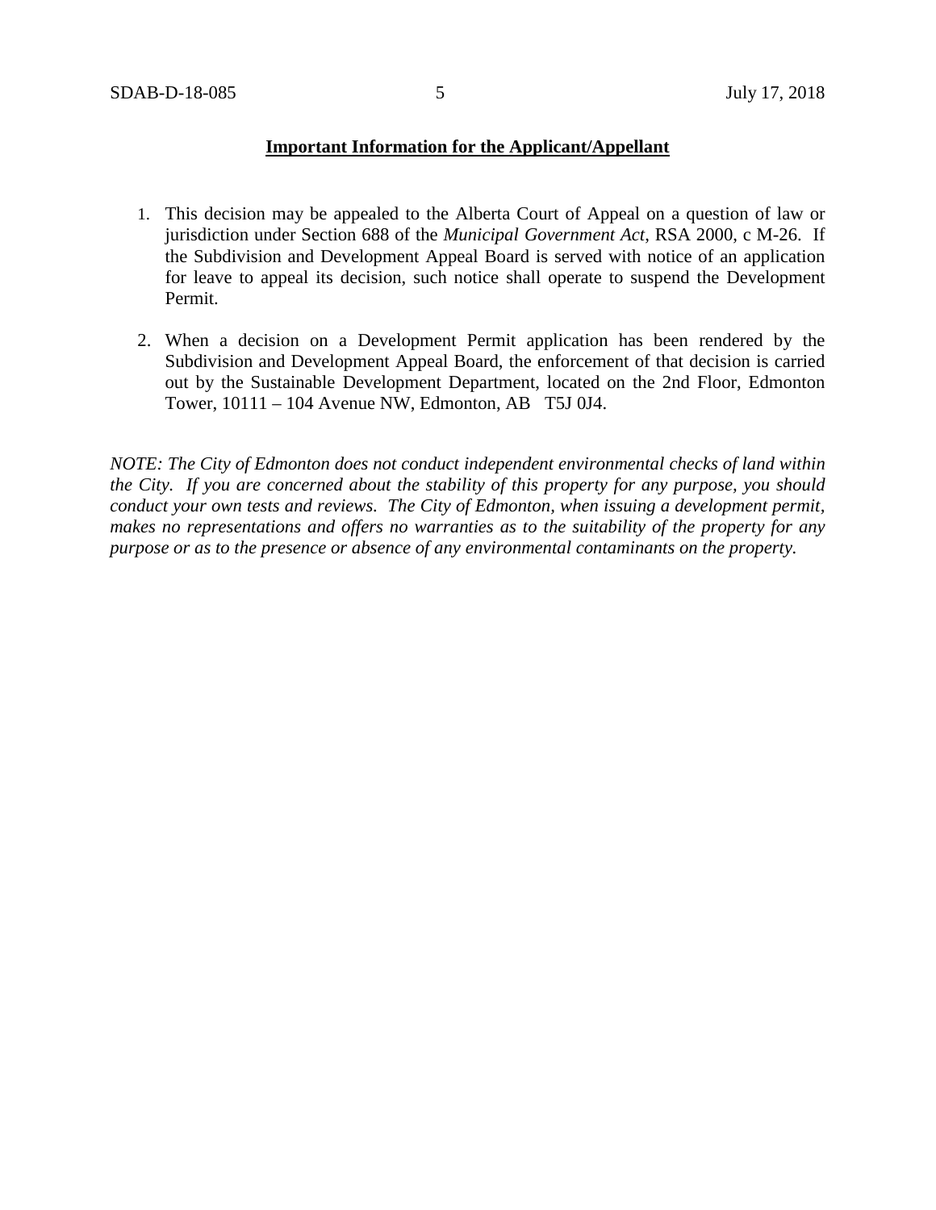**Important Information for the Applicant/Appellant**

1. This decision may be appealed to the Alberta Court of Appeal on a question of law or jurisdiction under Section 688 of the *Municipal Government Act*, RSA 2000, c M-26. If the Subdivision and Development Appeal Board is served with notice of an application for leave to appeal its decision, such notice shall operate to suspend the Development Permit.

2. When a decision on a Development Permit application has been rendered by the Subdivision and Development Appeal Board, the enforcement of that decision is carried out by the Sustainable Development Department, located on the 2nd Floor, Edmonton Tower, 10111 – 104 Avenue NW, Edmonton, AB T5J 0J4.

*NOTE: The City of Edmonton does not conduct independent environmental checks of land within the City. If you are concerned about the stability of this property for any purpose, you should conduct your own tests and reviews. The City of Edmonton, when issuing a development permit, makes no representations and offers no warranties as to the suitability of the property for any purpose or as to the presence or absence of any environmental contaminants on the property.*